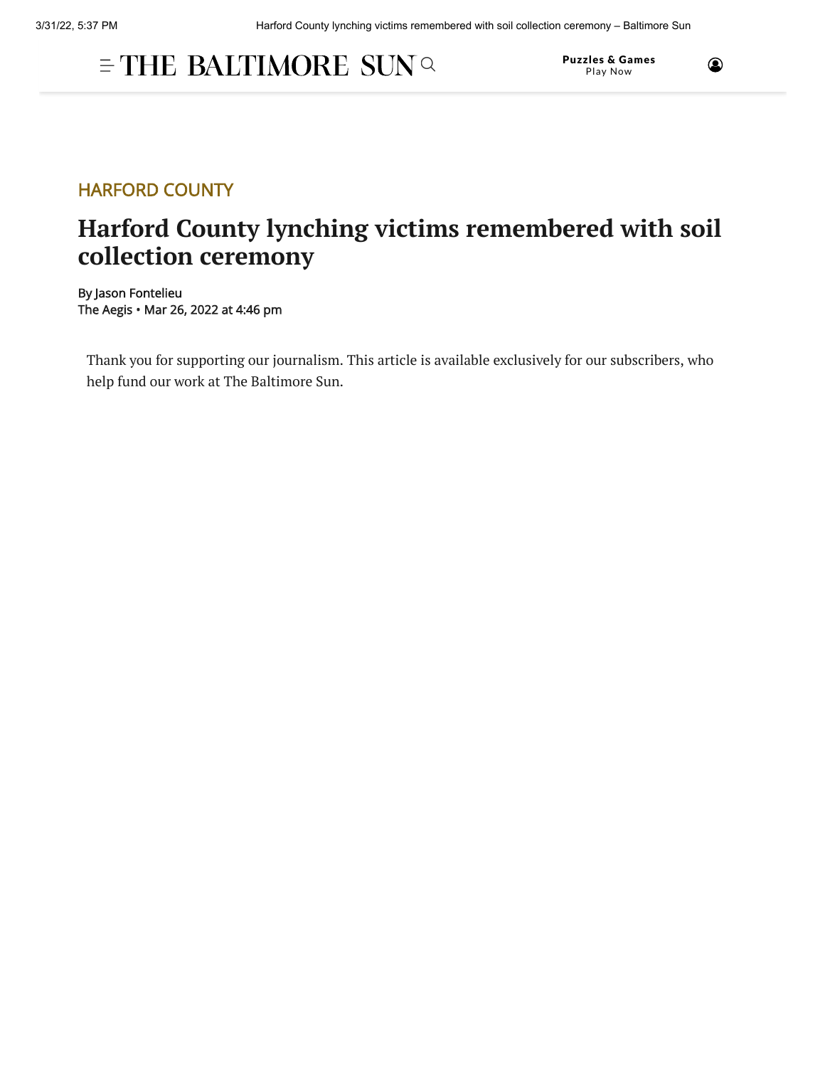HARFORD COUNTY

# Harford County lynching victims remembered with soil collection ceremony

By Jason Fontelieu
The Aegis • Mar 26, 2022 at 4:46 pm

Thank you for supporting our journalism. This article is available exclusively for our subscribers, who help fund our work at The Baltimore Sun.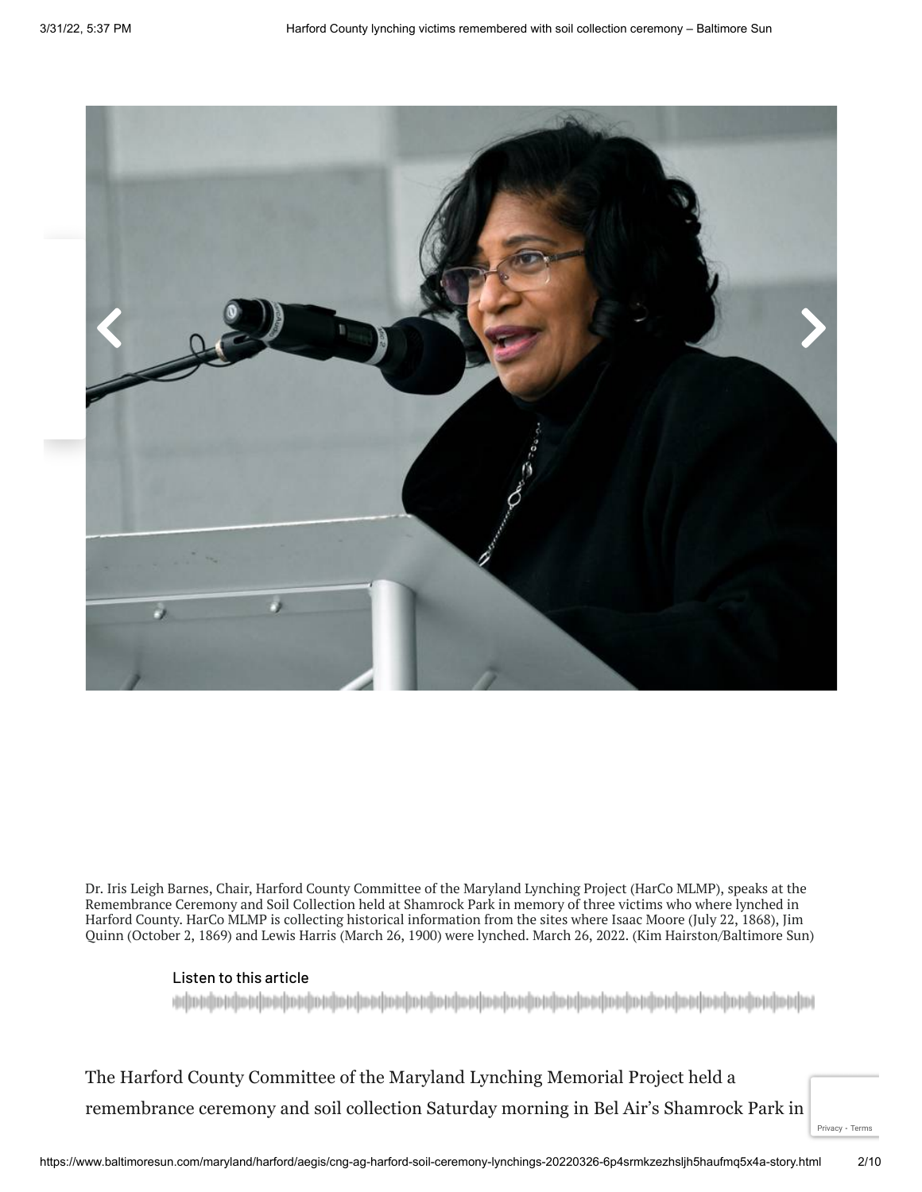Dr. Iris Leigh Barnes, Chair, Harford County Committee of the Maryland Lynching Project (HarCo MLMP), speaks at the Remembrance Ceremony and Soil Collection held at Shamrock Park in memory of three victims who where lynched in Harford County. HarCo MLMP is collecting historical information from the sites where Isaac Moore (July 22, 1868), Jim Quinn (October 2, 1869) and Lewis Harris (March 26, 1900) were lynched. March 26, 2022. (Kim Hairston/Baltimore Sun)

Listen to this article

The Harford County Committee of the Maryland Lynching Memorial Project held a remembrance ceremony and soil collection Saturday morning in Bel Air's Shamrock Park in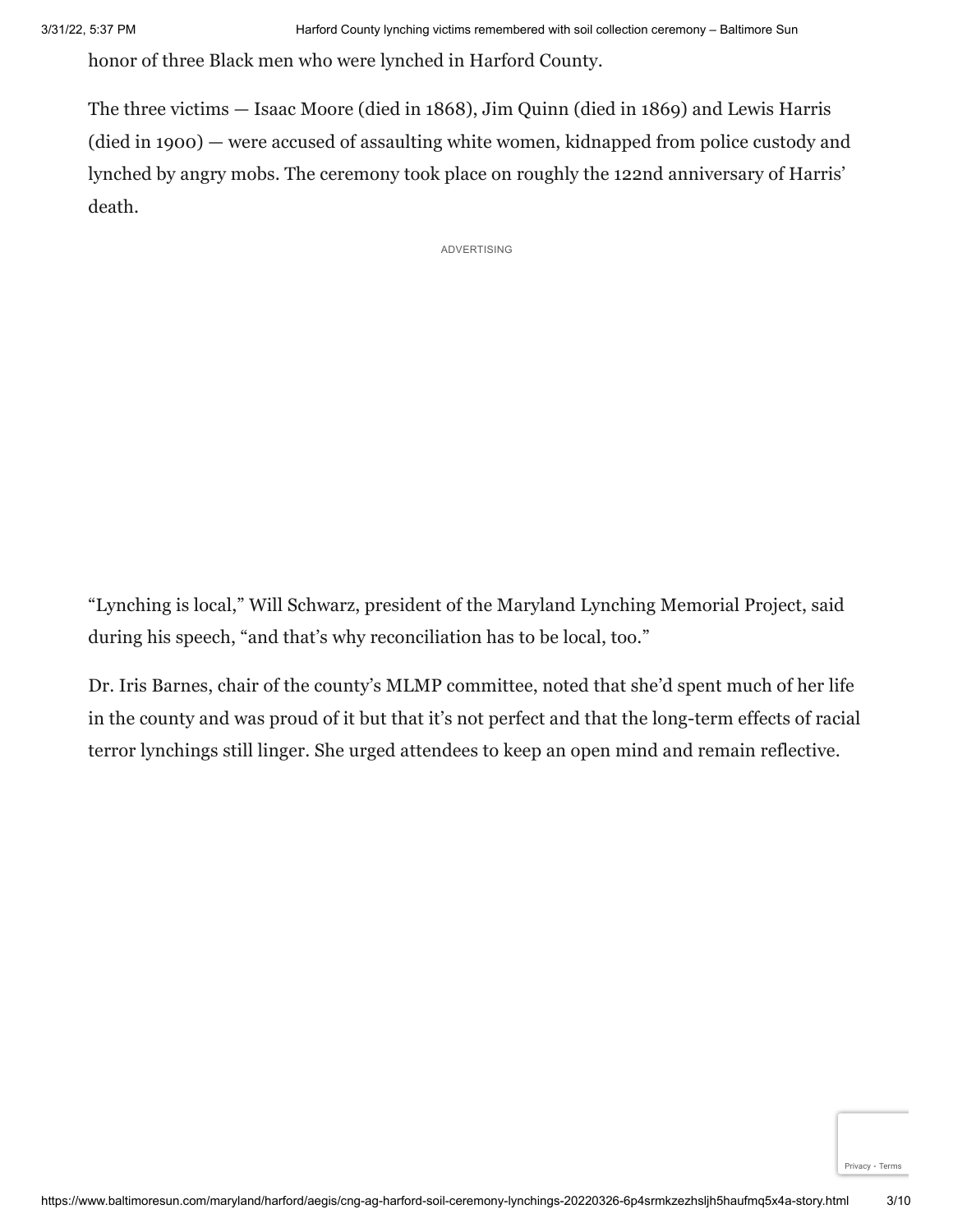honor of three Black men who were lynched in Harford County.

The three victims — Isaac Moore (died in 1868), Jim Quinn (died in 1869) and Lewis Harris (died in 1900) — were accused of assaulting white women, kidnapped from police custody and lynched by angry mobs. The ceremony took place on roughly the 122nd anniversary of Harris' death.

“Lynching is local,” Will Schwarz, president of the Maryland Lynching Memorial Project, said during his speech, “and that's why reconciliation has to be local, too.”

Dr. Iris Barnes, chair of the county's MLMP committee, noted that she'd spent much of her life in the county and was proud of it but that it's not perfect and that the long-term effects of racial terror lynchings still linger. She urged attendees to keep an open mind and remain reflective.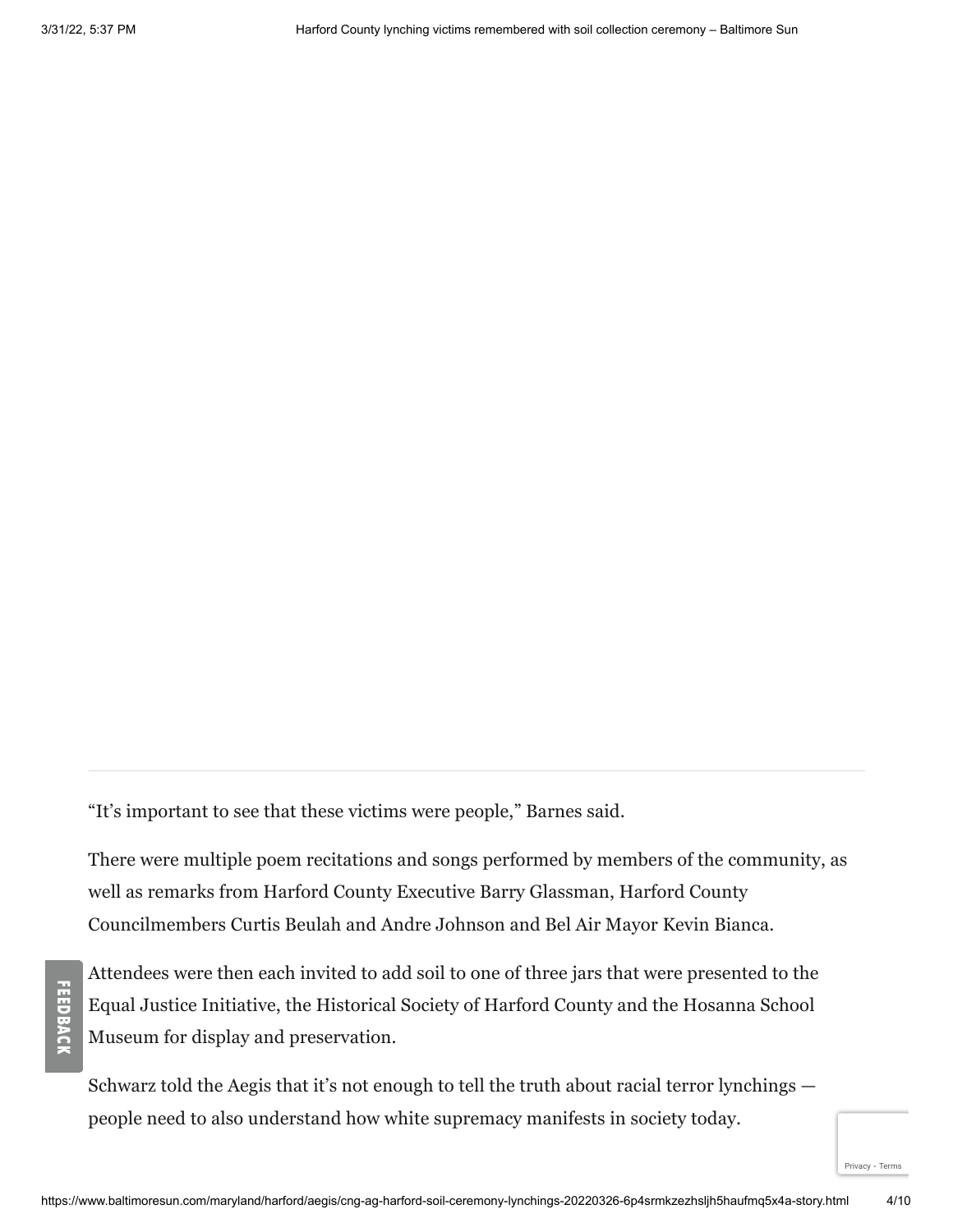"It's important to see that these victims were people," Barnes said.

There were multiple poem recitations and songs performed by members of the community, as well as remarks from Harford County Executive Barry Glassman, Harford County Councilmembers Curtis Beulah and Andre Johnson and Bel Air Mayor Kevin Bianca.

Attendees were then each invited to add soil to one of three jars that were presented to the Equal Justice Initiative, the Historical Society of Harford County and the Hosanna School Museum for display and preservation.

Schwarz told the Aegis that it's not enough to tell the truth about racial terror lynchings — people need to also understand how white supremacy manifests in society today.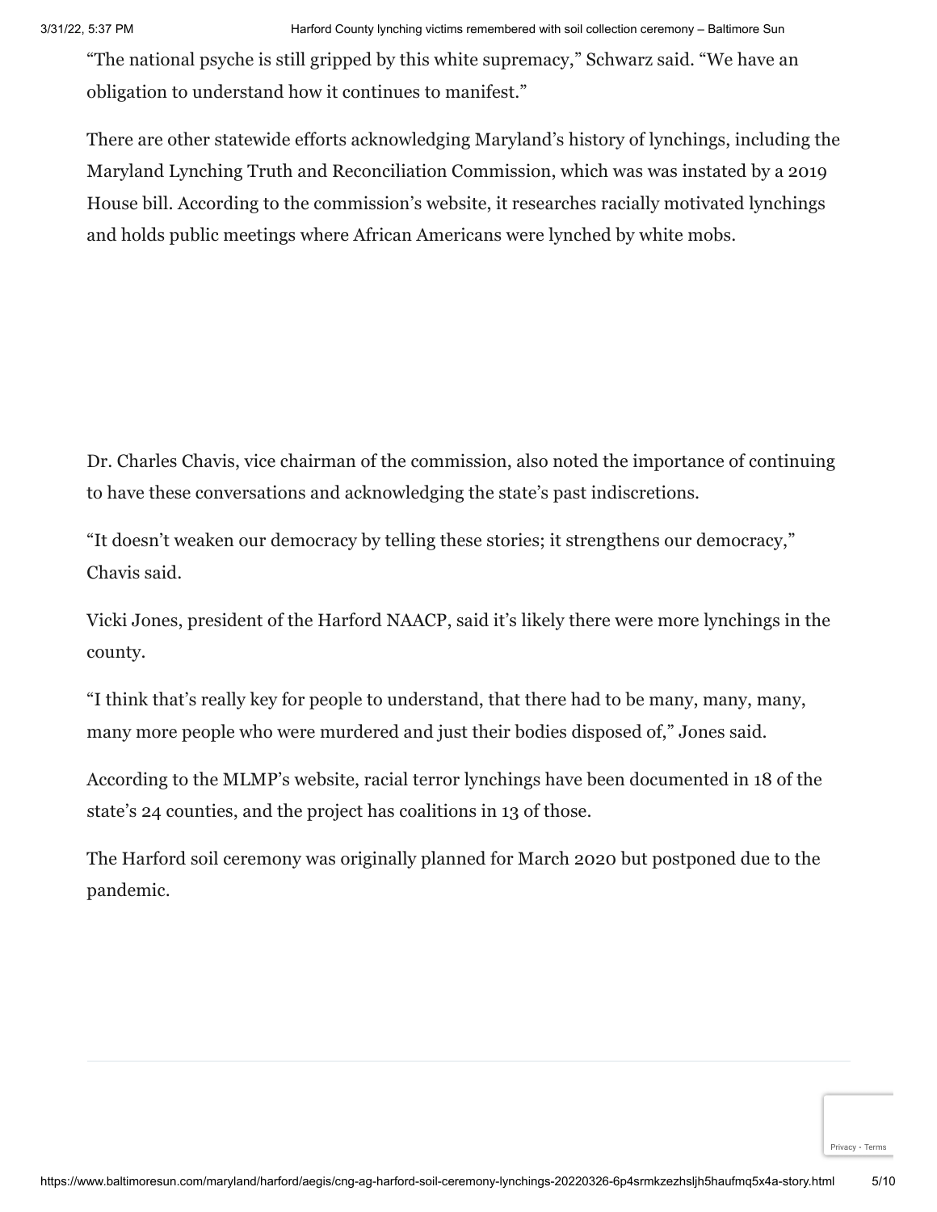“The national psyche is still gripped by this white supremacy,” Schwarz said. “We have an obligation to understand how it continues to manifest.”

There are other statewide efforts acknowledging Maryland’s history of lynchings, including the Maryland Lynching Truth and Reconciliation Commission, which was was instated by a 2019 House bill. According to the commission’s website, it researches racially motivated lynchings and holds public meetings where African Americans were lynched by white mobs.

Dr. Charles Chavis, vice chairman of the commission, also noted the importance of continuing to have these conversations and acknowledging the state’s past indiscretions.

“It doesn’t weaken our democracy by telling these stories; it strengthens our democracy,” Chavis said.

Vicki Jones, president of the Harford NAACP, said it’s likely there were more lynchings in the county.

“I think that’s really key for people to understand, that there had to be many, many, many, many more people who were murdered and just their bodies disposed of,” Jones said.

According to the MLMP’s website, racial terror lynchings have been documented in 18 of the state’s 24 counties, and the project has coalitions in 13 of those.

The Harford soil ceremony was originally planned for March 2020 but postponed due to the pandemic.